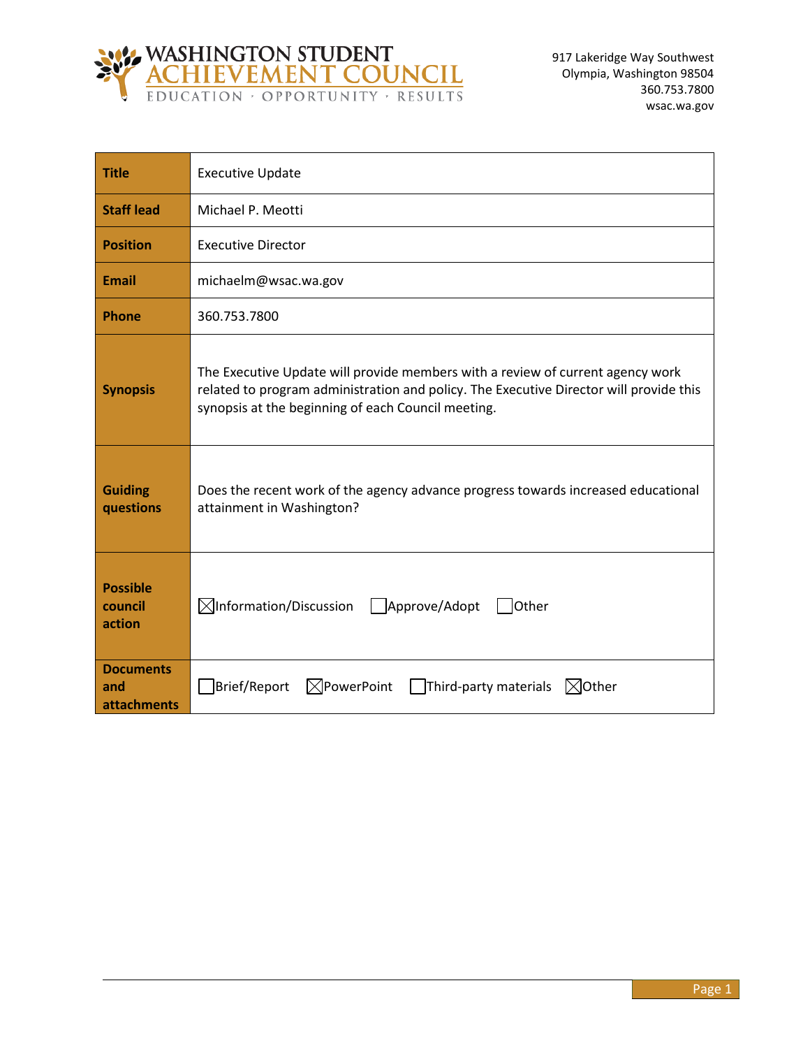WASHINGTON STUDENT ACHIEVEMENT COUNCIL
EDUCATION · OPPORTUNITY · RESULTS

917 Lakeridge Way Southwest
Olympia, Washington 98504
360.753.7800
wsac.wa.gov

| **Title** | Executive Update |
|---|---|
| **Staff lead** | Michael P. Meotti |
| **Position** | Executive Director |
| **Email** | michaelm@wsac.wa.gov |
| **Phone** | 360.753.7800 |
| **Synopsis** | The Executive Update will provide members with a review of current agency work related to program administration and policy. The Executive Director will provide this synopsis at the beginning of each Council meeting. |
| **Guiding questions** | Does the recent work of the agency advance progress towards increased educational attainment in Washington? |
| **Possible council action** | ☒ Information/Discussion ☐ Approve/Adopt ☐ Other |
| **Documents and attachments** | ☐ Brief/Report ☒ PowerPoint ☐ Third-party materials ☒ Other |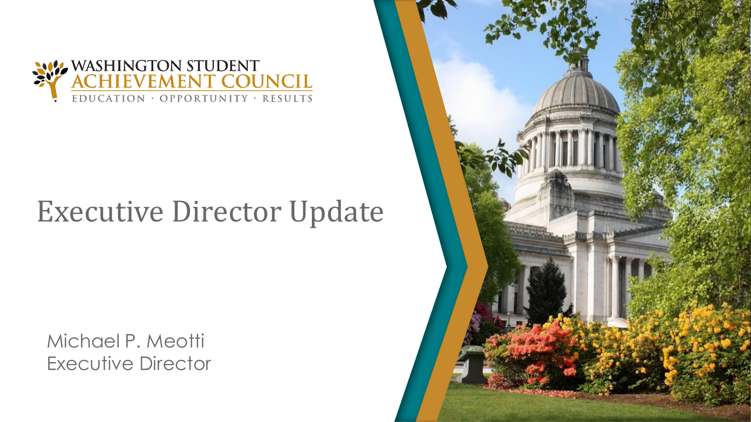WASHINGTON STUDENT
ACHIEVEMENT COUNCIL
EDUCATION · OPPORTUNITY · RESULTS

# Executive Director Update

Michael P. Meotti
Executive Director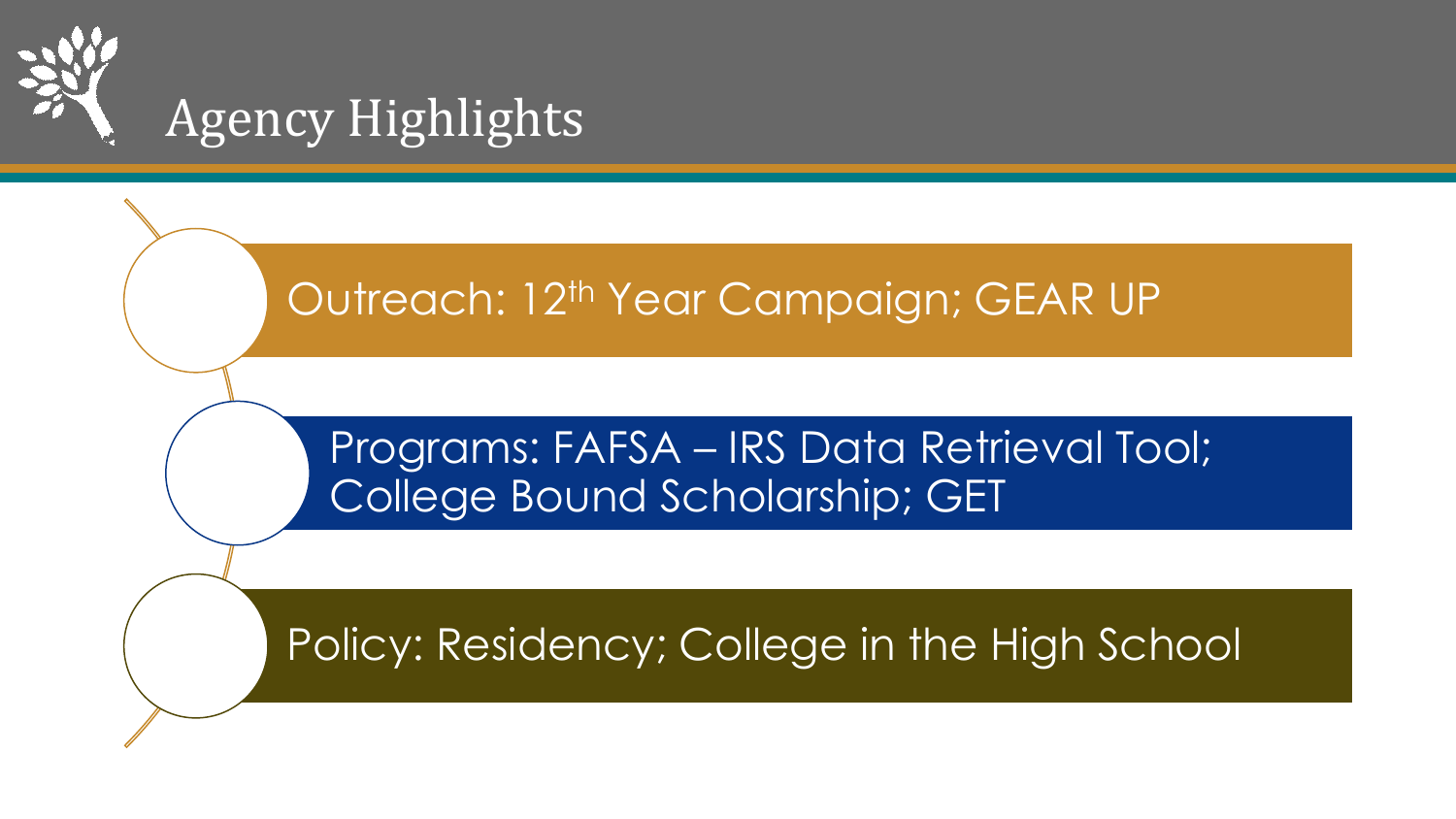# Agency Highlights

- Outreach: 12th Year Campaign; GEAR UP
- Programs: FAFSA – IRS Data Retrieval Tool; College Bound Scholarship; GET
- Policy: Residency; College in the High School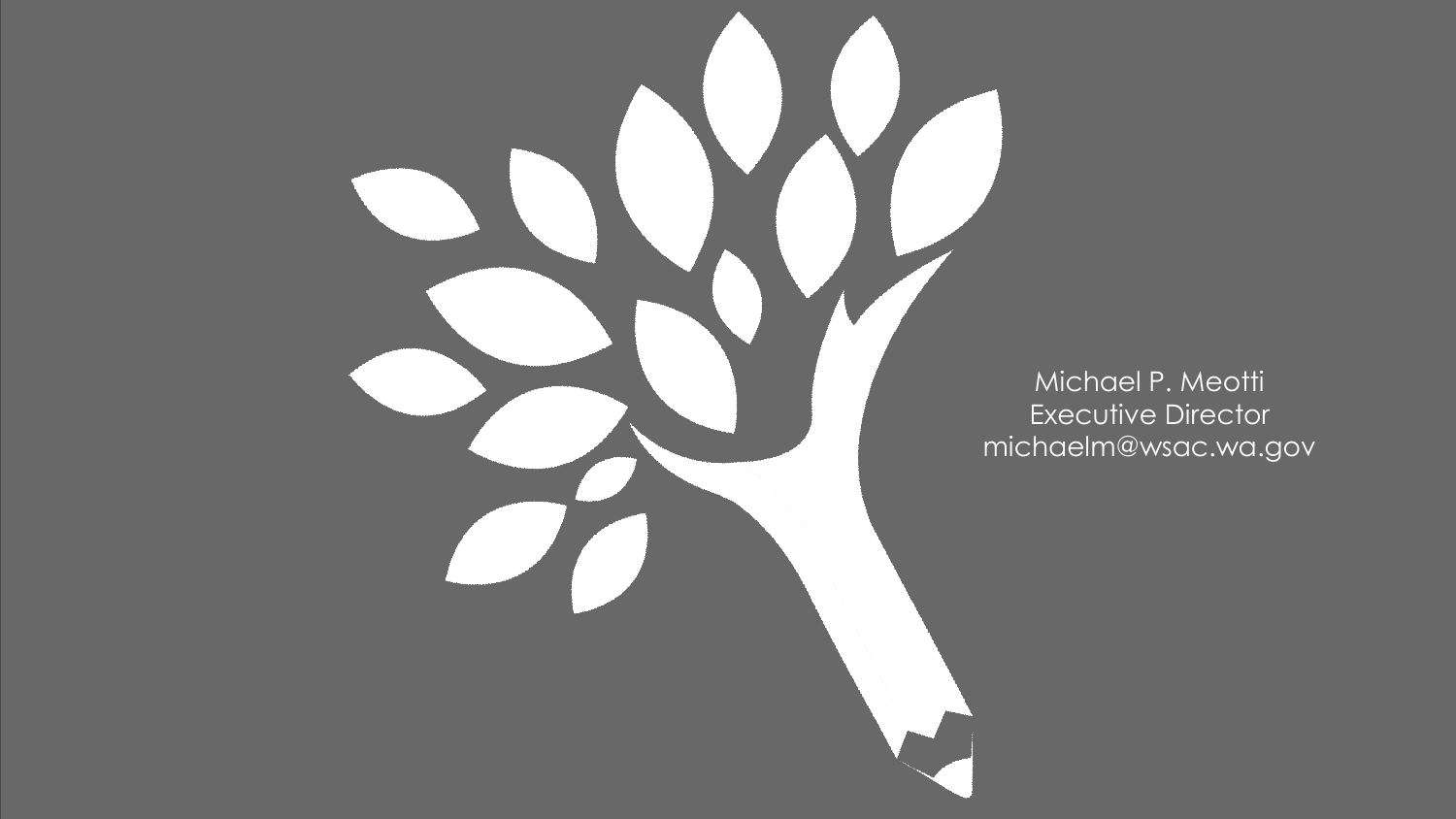Michael P. Meotti
Executive Director
michaelm@wsac.wa.gov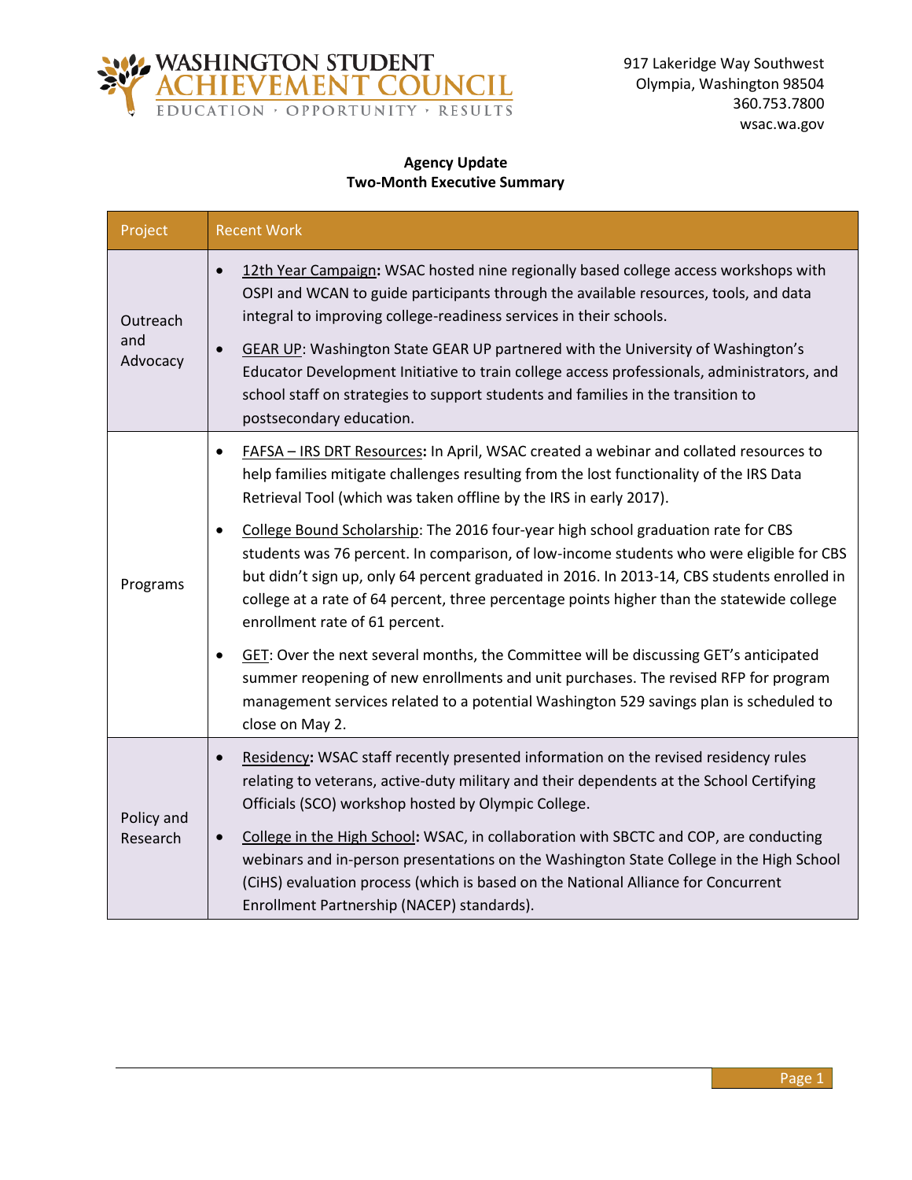WASHINGTON STUDENT ACHIEVEMENT COUNCIL
EDUCATION · OPPORTUNITY · RESULTS

917 Lakeridge Way Southwest
Olympia, Washington 98504
360.753.7800
wsac.wa.gov

**Agency Update**
**Two-Month Executive Summary**

| Project | Recent Work |
|---|---|
| Outreach and Advocacy | • <u>12th Year Campaign</u>**:** WSAC hosted nine regionally based college access workshops with OSPI and WCAN to guide participants through the available resources, tools, and data integral to improving college-readiness services in their schools.<br>• <u>GEAR UP</u>: Washington State GEAR UP partnered with the University of Washington's Educator Development Initiative to train college access professionals, administrators, and school staff on strategies to support students and families in the transition to postsecondary education. |
| Programs | • <u>FAFSA – IRS DRT Resources</u>**:** In April, WSAC created a webinar and collated resources to help families mitigate challenges resulting from the lost functionality of the IRS Data Retrieval Tool (which was taken offline by the IRS in early 2017).<br>• <u>College Bound Scholarship</u>: The 2016 four-year high school graduation rate for CBS students was 76 percent. In comparison, of low-income students who were eligible for CBS but didn't sign up, only 64 percent graduated in 2016. In 2013-14, CBS students enrolled in college at a rate of 64 percent, three percentage points higher than the statewide college enrollment rate of 61 percent.<br>• <u>GET</u>: Over the next several months, the Committee will be discussing GET's anticipated summer reopening of new enrollments and unit purchases. The revised RFP for program management services related to a potential Washington 529 savings plan is scheduled to close on May 2. |
| Policy and Research | • <u>Residency</u>**:** WSAC staff recently presented information on the revised residency rules relating to veterans, active-duty military and their dependents at the School Certifying Officials (SCO) workshop hosted by Olympic College.<br>• <u>College in the High School</u>**:** WSAC, in collaboration with SBCTC and COP, are conducting webinars and in-person presentations on the Washington State College in the High School (CiHS) evaluation process (which is based on the National Alliance for Concurrent Enrollment Partnership (NACEP) standards). |